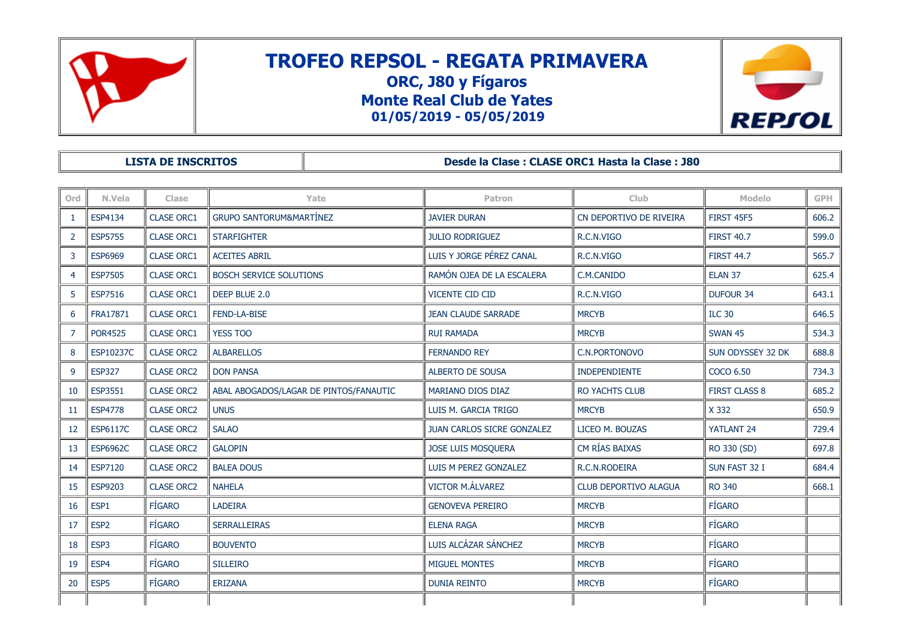# TROFEO REPSOL - REGATA PRIMAVERA

## ORC, J80 y Fígaros

## Monte Real Club de Yates

## 01/05/2019 - 05/05/2019

| LISTA DE INSCRITOS | Desde la Clase : CLASE ORC1 Hasta la Clase : J80 |
|---|---|

| Ord | N.Vela | Clase | Yate | Patron | Club | Modelo | GPH |
|---|---|---|---|---|---|---|---|
| 1 | ESP4134 | CLASE ORC1 | GRUPO SANTORUM&MARTÍNEZ | JAVIER DURAN | CN DEPORTIVO DE RIVEIRA | FIRST 45F5 | 606.2 |
| 2 | ESP5755 | CLASE ORC1 | STARFIGHTER | JULIO RODRIGUEZ | R.C.N.VIGO | FIRST 40.7 | 599.0 |
| 3 | ESP6969 | CLASE ORC1 | ACEITES ABRIL | LUIS Y JORGE PÉREZ CANAL | R.C.N.VIGO | FIRST 44.7 | 565.7 |
| 4 | ESP7505 | CLASE ORC1 | BOSCH SERVICE SOLUTIONS | RAMÓN OJEA DE LA ESCALERA | C.M.CANIDO | ELAN 37 | 625.4 |
| 5 | ESP7516 | CLASE ORC1 | DEEP BLUE 2.0 | VICENTE CID CID | R.C.N.VIGO | DUFOUR 34 | 643.1 |
| 6 | FRA17871 | CLASE ORC1 | FEND-LA-BISE | JEAN CLAUDE SARRADE | MRCYB | ILC 30 | 646.5 |
| 7 | POR4525 | CLASE ORC1 | YESS TOO | RUI RAMADA | MRCYB | SWAN 45 | 534.3 |
| 8 | ESP10237C | CLASE ORC2 | ALBARELLOS | FERNANDO REY | C.N.PORTONOVO | SUN ODYSSEY 32 DK | 688.8 |
| 9 | ESP327 | CLASE ORC2 | DON PANSA | ALBERTO DE SOUSA | INDEPENDIENTE | COCO 6.50 | 734.3 |
| 10 | ESP3551 | CLASE ORC2 | ABAL ABOGADOS/LAGAR DE PINTOS/FANAUTIC | MARIANO DIOS DIAZ | RO YACHTS CLUB | FIRST CLASS 8 | 685.2 |
| 11 | ESP4778 | CLASE ORC2 | UNUS | LUIS M. GARCIA TRIGO | MRCYB | X 332 | 650.9 |
| 12 | ESP6117C | CLASE ORC2 | SALAO | JUAN CARLOS SICRE GONZALEZ | LICEO M. BOUZAS | YATLANT 24 | 729.4 |
| 13 | ESP6962C | CLASE ORC2 | GALOPIN | JOSE LUIS MOSQUERA | CM RÍAS BAIXAS | RO 330 (SD) | 697.8 |
| 14 | ESP7120 | CLASE ORC2 | BALEA DOUS | LUIS M PEREZ GONZALEZ | R.C.N.RODEIRA | SUN FAST 32 I | 684.4 |
| 15 | ESP9203 | CLASE ORC2 | NAHELA | VICTOR M.ÁLVAREZ | CLUB DEPORTIVO ALAGUA | RO 340 | 668.1 |
| 16 | ESP1 | FÍGARO | LADEIRA | GENOVEVA PEREIRO | MRCYB | FÍGARO | |
| 17 | ESP2 | FÍGARO | SERRALLEIRAS | ELENA RAGA | MRCYB | FÍGARO | |
| 18 | ESP3 | FÍGARO | BOUVENTO | LUIS ALCÁZAR SÁNCHEZ | MRCYB | FÍGARO | |
| 19 | ESP4 | FÍGARO | SILLEIRO | MIGUEL MONTES | MRCYB | FÍGARO | |
| 20 | ESP5 | FÍGARO | ERIZANA | DUNIA REINTO | MRCYB | FÍGARO | |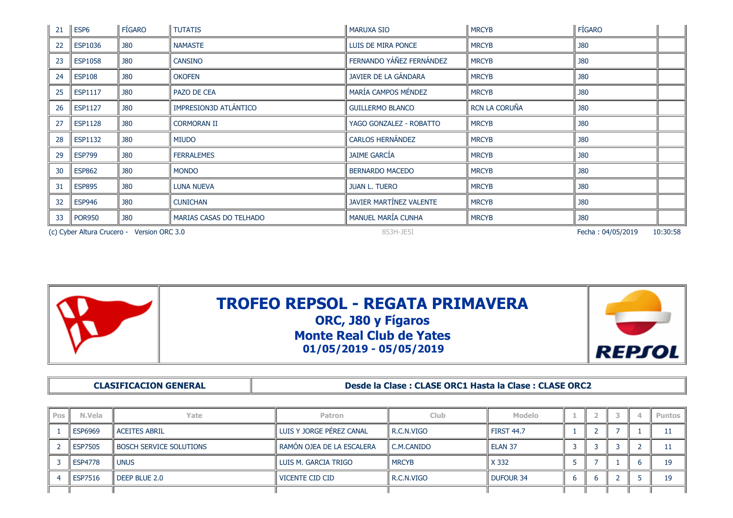| 21 | ESP6 | FÍGARO | TUTATIS | MARUXA SIO | MRCYB | FÍGARO | |
|---|---|---|---|---|---|---|---|
| 22 | ESP1036 | J80 | NAMASTE | LUIS DE MIRA PONCE | MRCYB | J80 | |
| 23 | ESP1058 | J80 | CANSINO | FERNANDO YÁÑEZ FERNÁNDEZ | MRCYB | J80 | |
| 24 | ESP108 | J80 | OKOFEN | JAVIER DE LA GÁNDARA | MRCYB | J80 | |
| 25 | ESP1117 | J80 | PAZO DE CEA | MARÍA CAMPOS MÉNDEZ | MRCYB | J80 | |
| 26 | ESP1127 | J80 | IMPRESION3D ATLÁNTICO | GUILLERMO BLANCO | RCN LA CORUÑA | J80 | |
| 27 | ESP1128 | J80 | CORMORAN II | YAGO GONZALEZ - ROBATTO | MRCYB | J80 | |
| 28 | ESP1132 | J80 | MIUDO | CARLOS HERNÁNDEZ | MRCYB | J80 | |
| 29 | ESP799 | J80 | FERRALEMES | JAIME GARCÍA | MRCYB | J80 | |
| 30 | ESP862 | J80 | MONDO | BERNARDO MACEDO | MRCYB | J80 | |
| 31 | ESP895 | J80 | LUNA NUEVA | JUAN L. TUERO | MRCYB | J80 | |
| 32 | ESP946 | J80 | CUNICHAN | JAVIER MARTÍNEZ VALENTE | MRCYB | J80 | |
| 33 | POR950 | J80 | MARIAS CASAS DO TELHADO | MANUEL MARÍA CUNHA | MRCYB | J80 | |

(c) Cyber Altura Crucero - Version ORC 3.0 853H-JE5I Fecha : 04/05/2019 10:30:58

# TROFEO REPSOL - REGATA PRIMAVERA

## ORC, J80 y Fígaros

## Monte Real Club de Yates

## 01/05/2019 - 05/05/2019

**CLASIFICACION GENERAL** — **Desde la Clase : CLASE ORC1 Hasta la Clase : CLASE ORC2**

| Pos | N.Vela | Yate | Patron | Club | Modelo | 1 | 2 | 3 | 4 | Puntos |
|---|---|---|---|---|---|---|---|---|---|---|
| 1 | ESP6969 | ACEITES ABRIL | LUIS Y JORGE PÉREZ CANAL | R.C.N.VIGO | FIRST 44.7 | 1 | 2 | 7 | 1 | 11 |
| 2 | ESP7505 | BOSCH SERVICE SOLUTIONS | RAMÓN OJEA DE LA ESCALERA | C.M.CANIDO | ELAN 37 | 3 | 3 | 3 | 2 | 11 |
| 3 | ESP4778 | UNUS | LUIS M. GARCIA TRIGO | MRCYB | X 332 | 5 | 7 | 1 | 6 | 19 |
| 4 | ESP7516 | DEEP BLUE 2.0 | VICENTE CID CID | R.C.N.VIGO | DUFOUR 34 | 6 | 6 | 2 | 5 | 19 |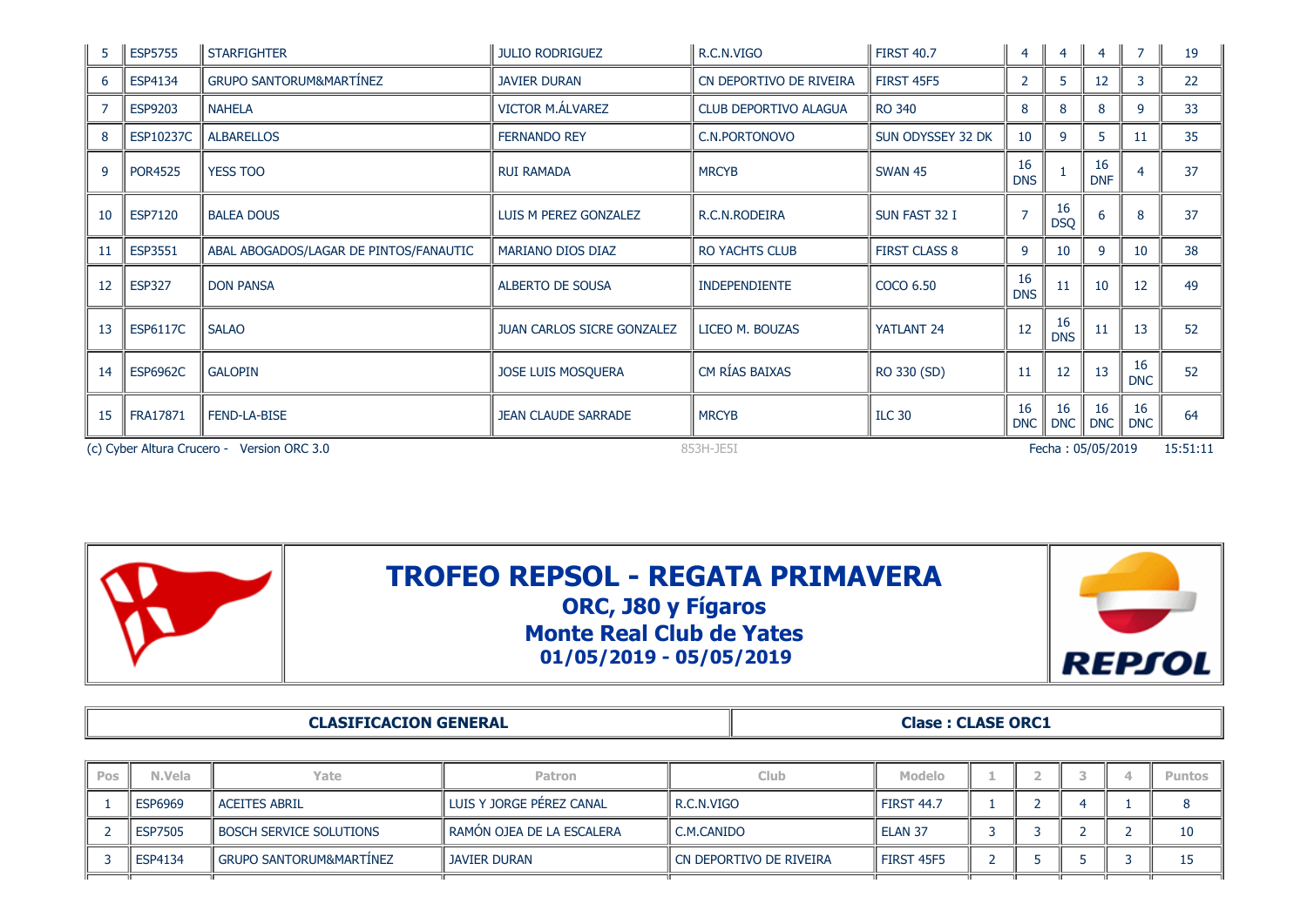| 5 | ESP5755 | STARFIGHTER | JULIO RODRIGUEZ | R.C.N.VIGO | FIRST 40.7 | 4 | 4 | 4 | 7 | 19 |
|---|---|---|---|---|---|---|---|---|---|---|
| 6 | ESP4134 | GRUPO SANTORUM&MARTÍNEZ | JAVIER DURAN | CN DEPORTIVO DE RIVEIRA | FIRST 45F5 | 2 | 5 | 12 | 3 | 22 |
| 7 | ESP9203 | NAHELA | VICTOR M.ÁLVAREZ | CLUB DEPORTIVO ALAGUA | RO 340 | 8 | 8 | 8 | 9 | 33 |
| 8 | ESP10237C | ALBARELLOS | FERNANDO REY | C.N.PORTONOVO | SUN ODYSSEY 32 DK | 10 | 9 | 5 | 11 | 35 |
| 9 | POR4525 | YESS TOO | RUI RAMADA | MRCYB | SWAN 45 | 16 DNS | 1 | 16 DNF | 4 | 37 |
| 10 | ESP7120 | BALEA DOUS | LUIS M PEREZ GONZALEZ | R.C.N.RODEIRA | SUN FAST 32 I | 7 | 16 DSQ | 6 | 8 | 37 |
| 11 | ESP3551 | ABAL ABOGADOS/LAGAR DE PINTOS/FANAUTIC | MARIANO DIOS DIAZ | RO YACHTS CLUB | FIRST CLASS 8 | 9 | 10 | 9 | 10 | 38 |
| 12 | ESP327 | DON PANSA | ALBERTO DE SOUSA | INDEPENDIENTE | COCO 6.50 | 16 DNS | 11 | 10 | 12 | 49 |
| 13 | ESP6117C | SALAO | JUAN CARLOS SICRE GONZALEZ | LICEO M. BOUZAS | YATLANT 24 | 12 | 16 DNS | 11 | 13 | 52 |
| 14 | ESP6962C | GALOPIN | JOSE LUIS MOSQUERA | CM RÍAS BAIXAS | RO 330 (SD) | 11 | 12 | 13 | 16 DNC | 52 |
| 15 | FRA17871 | FEND-LA-BISE | JEAN CLAUDE SARRADE | MRCYB | ILC 30 | 16 DNC | 16 DNC | 16 DNC | 16 DNC | 64 |

(c) Cyber Altura Crucero - Version ORC 3.0 853H-JE5I Fecha : 05/05/2019 15:51:11

# TROFEO REPSOL - REGATA PRIMAVERA
## ORC, J80 y Fígaros
## Monte Real Club de Yates
## 01/05/2019 - 05/05/2019

**CLASIFICACION GENERAL** **Clase : CLASE ORC1**

| Pos | N.Vela | Yate | Patron | Club | Modelo | 1 | 2 | 3 | 4 | Puntos |
|---|---|---|---|---|---|---|---|---|---|---|
| 1 | ESP6969 | ACEITES ABRIL | LUIS Y JORGE PÉREZ CANAL | R.C.N.VIGO | FIRST 44.7 | 1 | 2 | 4 | 1 | 8 |
| 2 | ESP7505 | BOSCH SERVICE SOLUTIONS | RAMÓN OJEA DE LA ESCALERA | C.M.CANIDO | ELAN 37 | 3 | 3 | 2 | 2 | 10 |
| 3 | ESP4134 | GRUPO SANTORUM&MARTÍNEZ | JAVIER DURAN | CN DEPORTIVO DE RIVEIRA | FIRST 45F5 | 2 | 5 | 5 | 3 | 15 |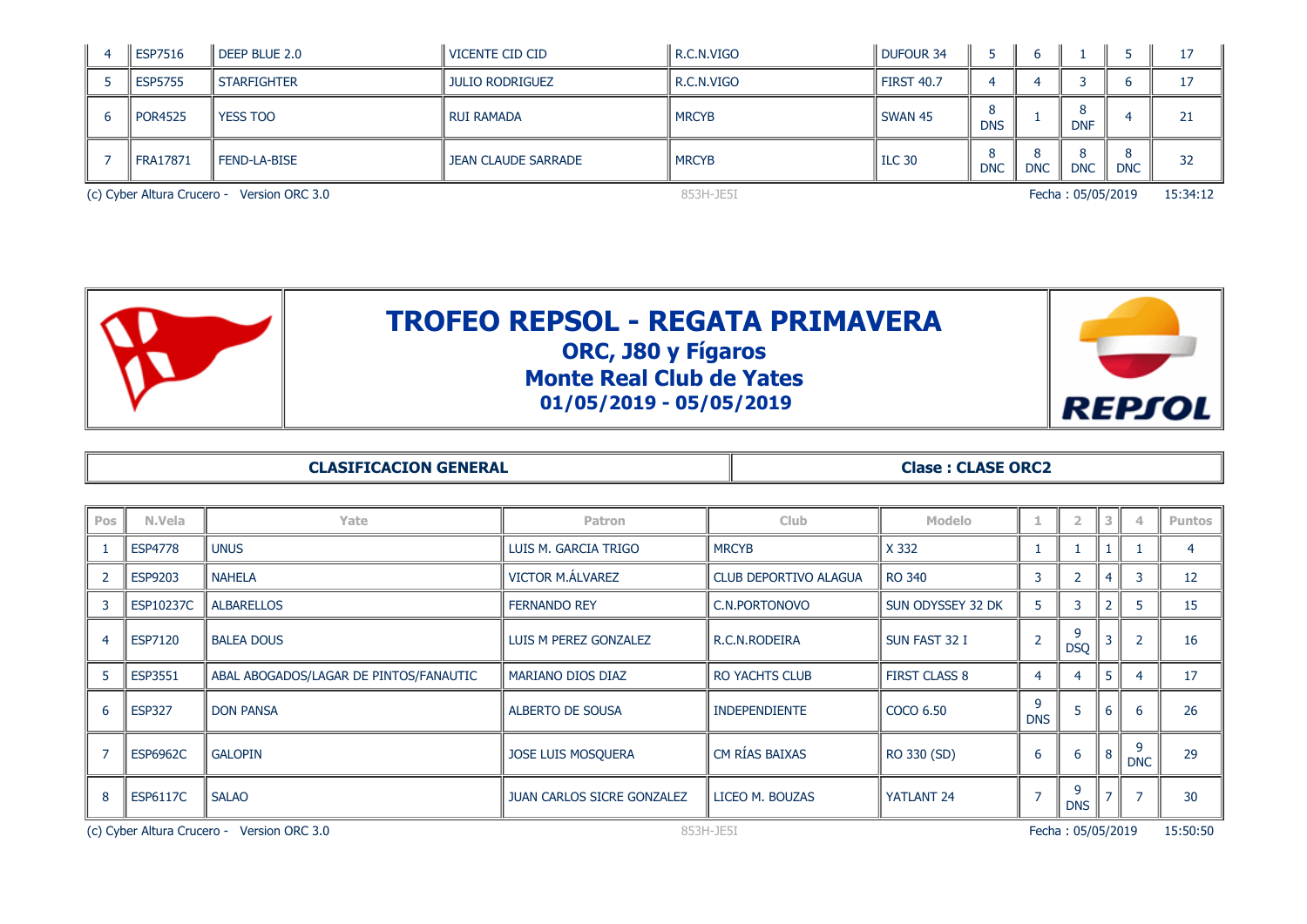| 4 | ESP7516 | DEEP BLUE 2.0 | VICENTE CID CID | R.C.N.VIGO | DUFOUR 34 | 5 | 6 | 1 | 5 | 17 |
|---|---|---|---|---|---|---|---|---|---|---|
| 5 | ESP5755 | STARFIGHTER | JULIO RODRIGUEZ | R.C.N.VIGO | FIRST 40.7 | 4 | 4 | 3 | 6 | 17 |
| 6 | POR4525 | YESS TOO | RUI RAMADA | MRCYB | SWAN 45 | 8 DNS | 1 | 8 DNF | 4 | 21 |
| 7 | FRA17871 | FEND-LA-BISE | JEAN CLAUDE SARRADE | MRCYB | ILC 30 | 8 DNC | 8 DNC | 8 DNC | 8 DNC | 32 |

(c) Cyber Altura Crucero - Version ORC 3.0 853H-JE5I Fecha : 05/05/2019 15:34:12

# TROFEO REPSOL - REGATA PRIMAVERA

## ORC, J80 y Fígaros

## Monte Real Club de Yates

## 01/05/2019 - 05/05/2019

**CLASIFICACION GENERAL** | **Clase : CLASE ORC2**

| Pos | N.Vela | Yate | Patron | Club | Modelo | 1 | 2 | 3 | 4 | Puntos |
|---|---|---|---|---|---|---|---|---|---|---|
| 1 | ESP4778 | UNUS | LUIS M. GARCIA TRIGO | MRCYB | X 332 | 1 | 1 | 1 | 1 | 4 |
| 2 | ESP9203 | NAHELA | VICTOR M.ÁLVAREZ | CLUB DEPORTIVO ALAGUA | RO 340 | 3 | 2 | 4 | 3 | 12 |
| 3 | ESP10237C | ALBARELLOS | FERNANDO REY | C.N.PORTONOVO | SUN ODYSSEY 32 DK | 5 | 3 | 2 | 5 | 15 |
| 4 | ESP7120 | BALEA DOUS | LUIS M PEREZ GONZALEZ | R.C.N.RODEIRA | SUN FAST 32 I | 2 | 9 DSQ | 3 | 2 | 16 |
| 5 | ESP3551 | ABAL ABOGADOS/LAGAR DE PINTOS/FANAUTIC | MARIANO DIOS DIAZ | RO YACHTS CLUB | FIRST CLASS 8 | 4 | 4 | 5 | 4 | 17 |
| 6 | ESP327 | DON PANSA | ALBERTO DE SOUSA | INDEPENDIENTE | COCO 6.50 | 9 DNS | 5 | 6 | 6 | 26 |
| 7 | ESP6962C | GALOPIN | JOSE LUIS MOSQUERA | CM RÍAS BAIXAS | RO 330 (SD) | 6 | 6 | 8 | 9 DNC | 29 |
| 8 | ESP6117C | SALAO | JUAN CARLOS SICRE GONZALEZ | LICEO M. BOUZAS | YATLANT 24 | 7 | 9 DNS | 7 | 7 | 30 |

(c) Cyber Altura Crucero - Version ORC 3.0 853H-JE5I Fecha : 05/05/2019 15:50:50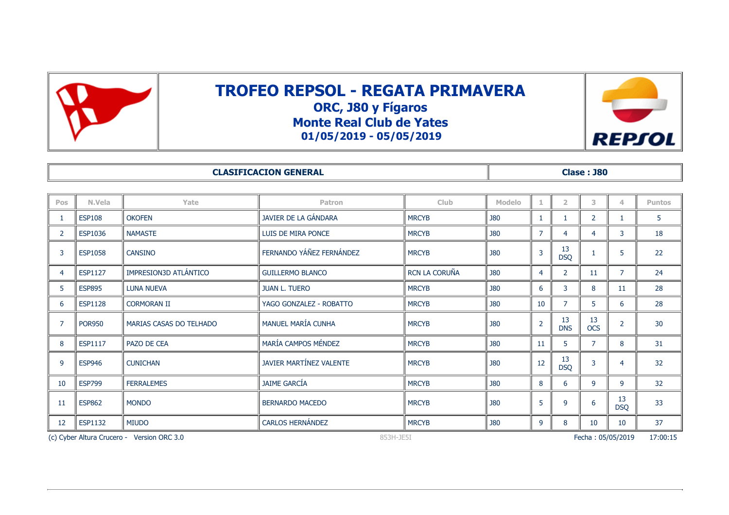# TROFEO REPSOL - REGATA PRIMAVERA

## ORC, J80 y Fígaros

## Monte Real Club de Yates

## 01/05/2019 - 05/05/2019

**CLASIFICACION GENERAL** | **Clase : J80**

| Pos | N.Vela | Yate | Patron | Club | Modelo | 1 | 2 | 3 | 4 | Puntos |
|---|---|---|---|---|---|---|---|---|---|---|
| 1 | ESP108 | OKOFEN | JAVIER DE LA GÁNDARA | MRCYB | J80 | 1 | 1 | 2 | 1 | 5 |
| 2 | ESP1036 | NAMASTE | LUIS DE MIRA PONCE | MRCYB | J80 | 7 | 4 | 4 | 3 | 18 |
| 3 | ESP1058 | CANSINO | FERNANDO YÁÑEZ FERNÁNDEZ | MRCYB | J80 | 3 | 13 DSQ | 1 | 5 | 22 |
| 4 | ESP1127 | IMPRESION3D ATLÁNTICO | GUILLERMO BLANCO | RCN LA CORUÑA | J80 | 4 | 2 | 11 | 7 | 24 |
| 5 | ESP895 | LUNA NUEVA | JUAN L. TUERO | MRCYB | J80 | 6 | 3 | 8 | 11 | 28 |
| 6 | ESP1128 | CORMORAN II | YAGO GONZALEZ - ROBATTO | MRCYB | J80 | 10 | 7 | 5 | 6 | 28 |
| 7 | POR950 | MARIAS CASAS DO TELHADO | MANUEL MARÍA CUNHA | MRCYB | J80 | 2 | 13 DNS | 13 OCS | 2 | 30 |
| 8 | ESP1117 | PAZO DE CEA | MARÍA CAMPOS MÉNDEZ | MRCYB | J80 | 11 | 5 | 7 | 8 | 31 |
| 9 | ESP946 | CUNICHAN | JAVIER MARTÍNEZ VALENTE | MRCYB | J80 | 12 | 13 DSQ | 3 | 4 | 32 |
| 10 | ESP799 | FERRALEMES | JAIME GARCÍA | MRCYB | J80 | 8 | 6 | 9 | 9 | 32 |
| 11 | ESP862 | MONDO | BERNARDO MACEDO | MRCYB | J80 | 5 | 9 | 6 | 13 DSQ | 33 |
| 12 | ESP1132 | MIUDO | CARLOS HERNÁNDEZ | MRCYB | J80 | 9 | 8 | 10 | 10 | 37 |

(c) Cyber Altura Crucero - Version ORC 3.0 853H-JE5I Fecha : 05/05/2019 17:00:15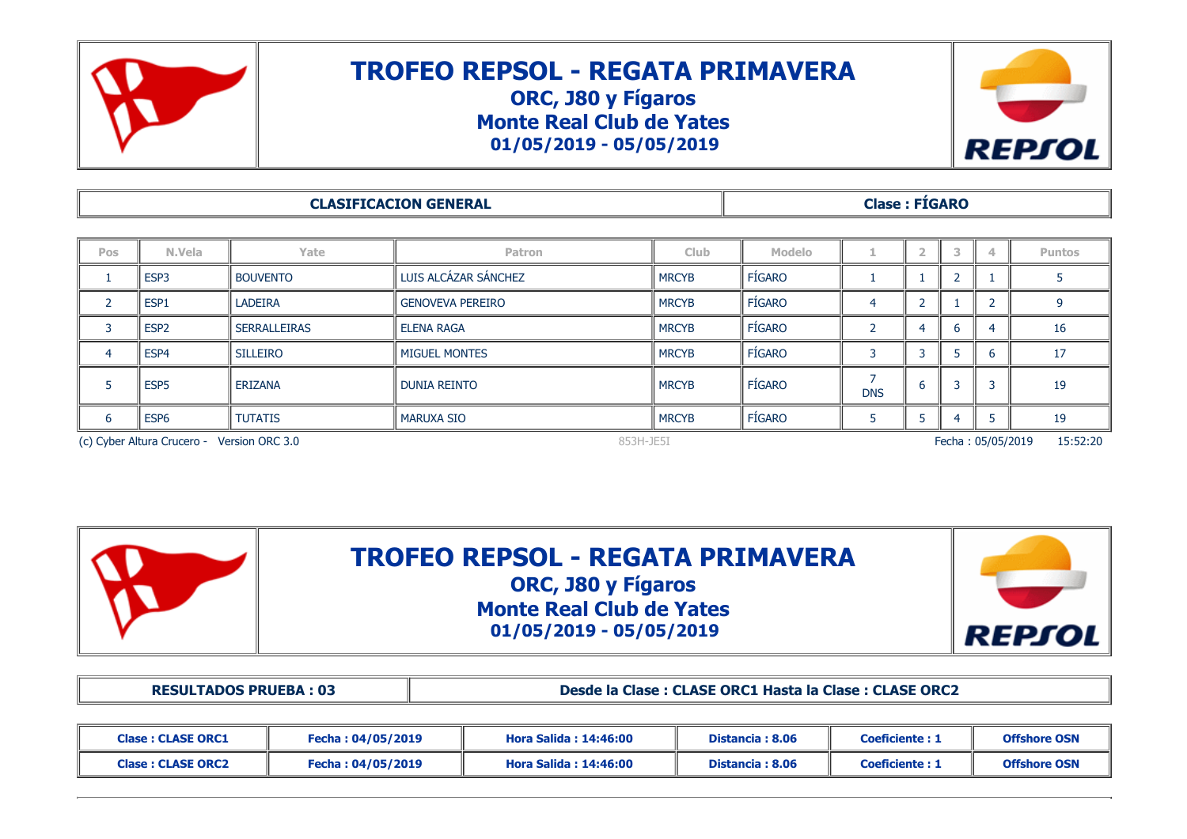# TROFEO REPSOL - REGATA PRIMAVERA

## ORC, J80 y Fígaros

## Monte Real Club de Yates

## 01/05/2019 - 05/05/2019

| **CLASIFICACION GENERAL** | **Clase : FÍGARO** |
|---|---|

| Pos | N.Vela | Yate | Patron | Club | Modelo | 1 | 2 | 3 | 4 | Puntos |
|---|---|---|---|---|---|---|---|---|---|---|
| 1 | ESP3 | BOUVENTO | LUIS ALCÁZAR SÁNCHEZ | MRCYB | FÍGARO | 1 | 1 | 2 | 1 | 5 |
| 2 | ESP1 | LADEIRA | GENOVEVA PEREIRO | MRCYB | FÍGARO | 4 | 2 | 1 | 2 | 9 |
| 3 | ESP2 | SERRALLEIRAS | ELENA RAGA | MRCYB | FÍGARO | 2 | 4 | 6 | 4 | 16 |
| 4 | ESP4 | SILLEIRO | MIGUEL MONTES | MRCYB | FÍGARO | 3 | 3 | 5 | 6 | 17 |
| 5 | ESP5 | ERIZANA | DUNIA REINTO | MRCYB | FÍGARO | 7 DNS | 6 | 3 | 3 | 19 |
| 6 | ESP6 | TUTATIS | MARUXA SIO | MRCYB | FÍGARO | 5 | 5 | 4 | 5 | 19 |

(c) Cyber Altura Crucero - Version ORC 3.0 853H-JE5I Fecha : 05/05/2019 15:52:20

# TROFEO REPSOL - REGATA PRIMAVERA

## ORC, J80 y Fígaros

## Monte Real Club de Yates

## 01/05/2019 - 05/05/2019

| **RESULTADOS PRUEBA : 03** | **Desde la Clase : CLASE ORC1 Hasta la Clase : CLASE ORC2** |
|---|---|

| **Clase : CLASE ORC1** | **Fecha : 04/05/2019** | **Hora Salida : 14:46:00** | **Distancia : 8.06** | **Coeficiente : 1** | **Offshore OSN** |
|---|---|---|---|---|---|
| **Clase : CLASE ORC2** | **Fecha : 04/05/2019** | **Hora Salida : 14:46:00** | **Distancia : 8.06** | **Coeficiente : 1** | **Offshore OSN** |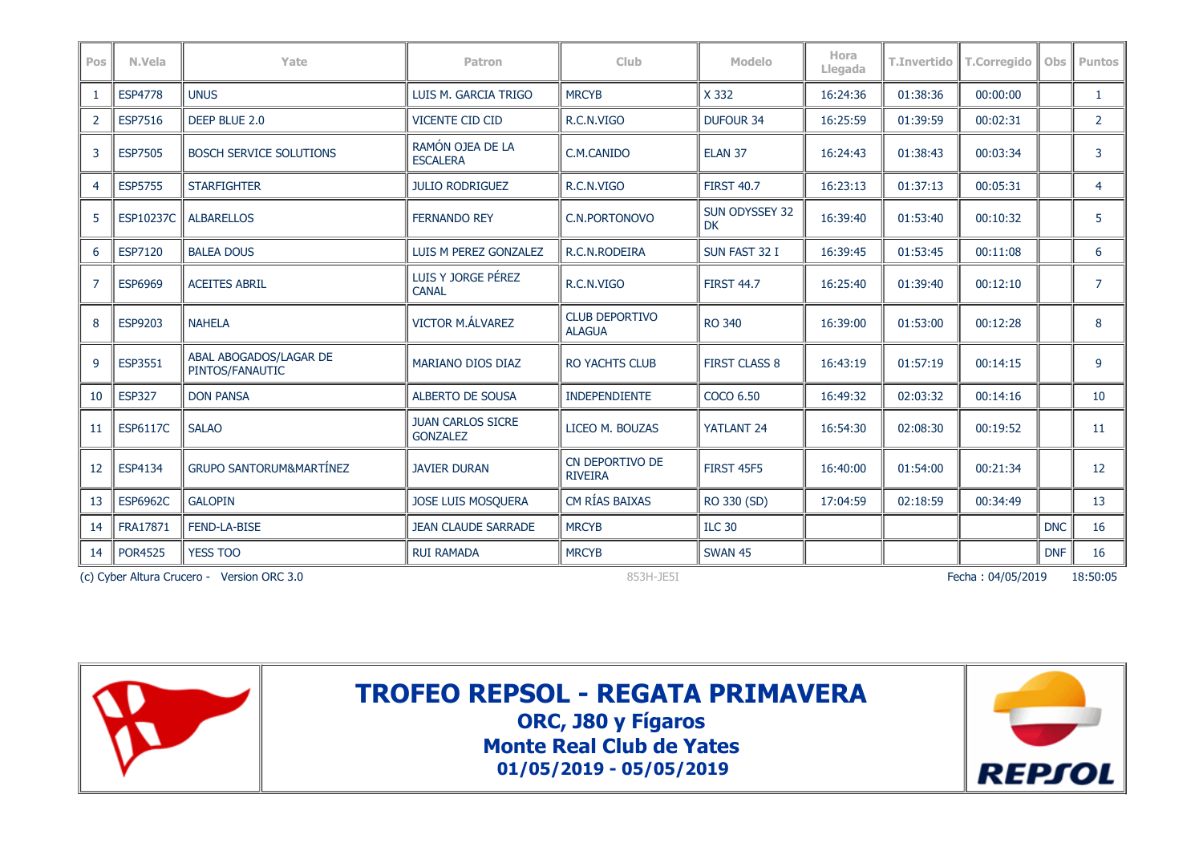| Pos | N.Vela | Yate | Patron | Club | Modelo | Hora Llegada | T.Invertido | T.Corregido | Obs | Puntos |
|---|---|---|---|---|---|---|---|---|---|---|
| 1 | ESP4778 | UNUS | LUIS M. GARCIA TRIGO | MRCYB | X 332 | 16:24:36 | 01:38:36 | 00:00:00 | | 1 |
| 2 | ESP7516 | DEEP BLUE 2.0 | VICENTE CID CID | R.C.N.VIGO | DUFOUR 34 | 16:25:59 | 01:39:59 | 00:02:31 | | 2 |
| 3 | ESP7505 | BOSCH SERVICE SOLUTIONS | RAMÓN OJEA DE LA ESCALERA | C.M.CANIDO | ELAN 37 | 16:24:43 | 01:38:43 | 00:03:34 | | 3 |
| 4 | ESP5755 | STARFIGHTER | JULIO RODRIGUEZ | R.C.N.VIGO | FIRST 40.7 | 16:23:13 | 01:37:13 | 00:05:31 | | 4 |
| 5 | ESP10237C | ALBARELLOS | FERNANDO REY | C.N.PORTONOVO | SUN ODYSSEY 32 DK | 16:39:40 | 01:53:40 | 00:10:32 | | 5 |
| 6 | ESP7120 | BALEA DOUS | LUIS M PEREZ GONZALEZ | R.C.N.RODEIRA | SUN FAST 32 I | 16:39:45 | 01:53:45 | 00:11:08 | | 6 |
| 7 | ESP6969 | ACEITES ABRIL | LUIS Y JORGE PÉREZ CANAL | R.C.N.VIGO | FIRST 44.7 | 16:25:40 | 01:39:40 | 00:12:10 | | 7 |
| 8 | ESP9203 | NAHELA | VICTOR M.ÁLVAREZ | CLUB DEPORTIVO ALAGUA | RO 340 | 16:39:00 | 01:53:00 | 00:12:28 | | 8 |
| 9 | ESP3551 | ABAL ABOGADOS/LAGAR DE PINTOS/FANAUTIC | MARIANO DIOS DIAZ | RO YACHTS CLUB | FIRST CLASS 8 | 16:43:19 | 01:57:19 | 00:14:15 | | 9 |
| 10 | ESP327 | DON PANSA | ALBERTO DE SOUSA | INDEPENDIENTE | COCO 6.50 | 16:49:32 | 02:03:32 | 00:14:16 | | 10 |
| 11 | ESP6117C | SALAO | JUAN CARLOS SICRE GONZALEZ | LICEO M. BOUZAS | YATLANT 24 | 16:54:30 | 02:08:30 | 00:19:52 | | 11 |
| 12 | ESP4134 | GRUPO SANTORUM&MARTÍNEZ | JAVIER DURAN | CN DEPORTIVO DE RIVEIRA | FIRST 45F5 | 16:40:00 | 01:54:00 | 00:21:34 | | 12 |
| 13 | ESP6962C | GALOPIN | JOSE LUIS MOSQUERA | CM RÍAS BAIXAS | RO 330 (SD) | 17:04:59 | 02:18:59 | 00:34:49 | | 13 |
| 14 | FRA17871 | FEND-LA-BISE | JEAN CLAUDE SARRADE | MRCYB | ILC 30 | | | | DNC | 16 |
| 14 | POR4525 | YESS TOO | RUI RAMADA | MRCYB | SWAN 45 | | | | DNF | 16 |

(c) Cyber Altura Crucero - Version ORC 3.0 853H-JE5I Fecha : 04/05/2019 18:50:05

**TROFEO REPSOL - REGATA PRIMAVERA**
**ORC, J80 y Fígaros**
**Monte Real Club de Yates**
**01/05/2019 - 05/05/2019**

REPSOL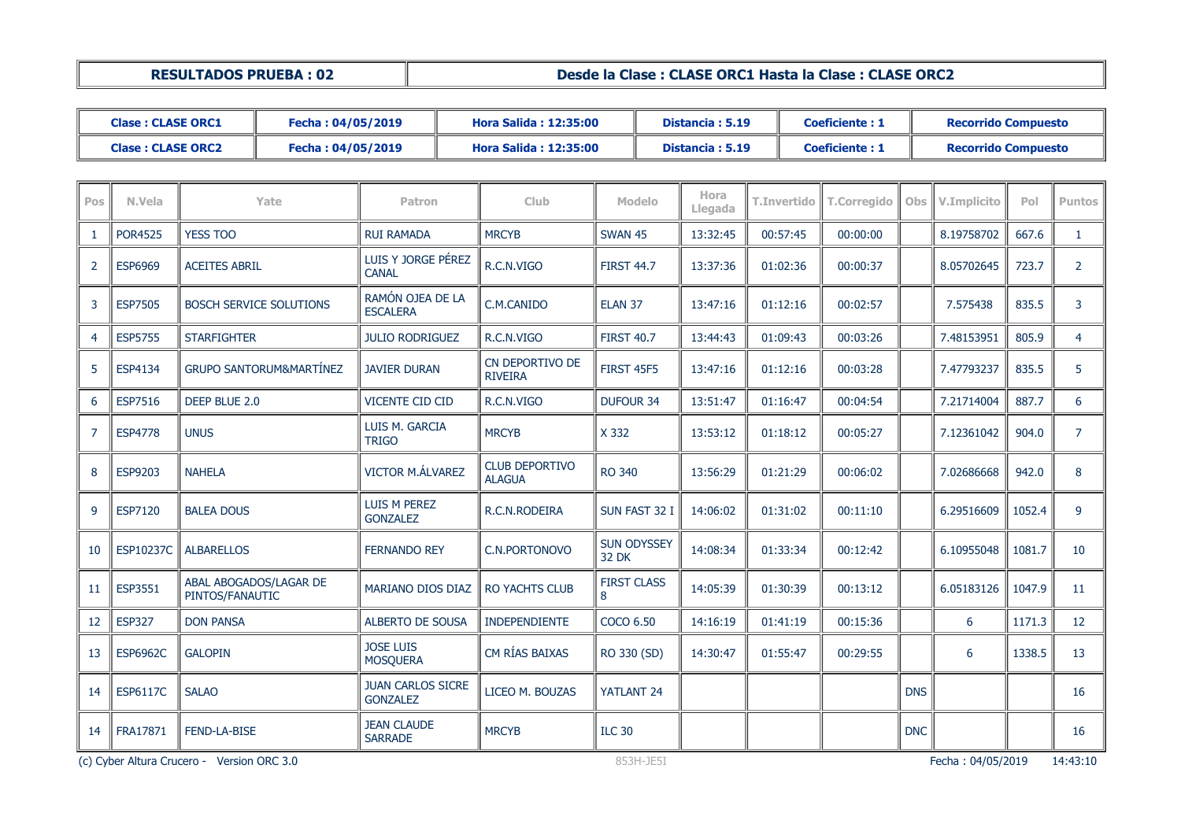| RESULTADOS PRUEBA : 02 | Desde la Clase : CLASE ORC1 Hasta la Clase : CLASE ORC2 |
|---|---|

| Clase : CLASE ORC1 | Fecha : 04/05/2019 | Hora Salida : 12:35:00 | Distancia : 5.19 | Coeficiente : 1 | Recorrido Compuesto |
|---|---|---|---|---|---|
| Clase : CLASE ORC2 | Fecha : 04/05/2019 | Hora Salida : 12:35:00 | Distancia : 5.19 | Coeficiente : 1 | Recorrido Compuesto |

| Pos | N.Vela | Yate | Patron | Club | Modelo | Hora Llegada | T.Invertido | T.Corregido | Obs | V.Implicito | Pol | Puntos |
|---|---|---|---|---|---|---|---|---|---|---|---|---|
| 1 | POR4525 | YESS TOO | RUI RAMADA | MRCYB | SWAN 45 | 13:32:45 | 00:57:45 | 00:00:00 | | 8.19758702 | 667.6 | 1 |
| 2 | ESP6969 | ACEITES ABRIL | LUIS Y JORGE PÉREZ CANAL | R.C.N.VIGO | FIRST 44.7 | 13:37:36 | 01:02:36 | 00:00:37 | | 8.05702645 | 723.7 | 2 |
| 3 | ESP7505 | BOSCH SERVICE SOLUTIONS | RAMÓN OJEA DE LA ESCALERA | C.M.CANIDO | ELAN 37 | 13:47:16 | 01:12:16 | 00:02:57 | | 7.575438 | 835.5 | 3 |
| 4 | ESP5755 | STARFIGHTER | JULIO RODRIGUEZ | R.C.N.VIGO | FIRST 40.7 | 13:44:43 | 01:09:43 | 00:03:26 | | 7.48153951 | 805.9 | 4 |
| 5 | ESP4134 | GRUPO SANTORUM&MARTÍNEZ | JAVIER DURAN | CN DEPORTIVO DE RIVEIRA | FIRST 45F5 | 13:47:16 | 01:12:16 | 00:03:28 | | 7.47793237 | 835.5 | 5 |
| 6 | ESP7516 | DEEP BLUE 2.0 | VICENTE CID CID | R.C.N.VIGO | DUFOUR 34 | 13:51:47 | 01:16:47 | 00:04:54 | | 7.21714004 | 887.7 | 6 |
| 7 | ESP4778 | UNUS | LUIS M. GARCIA TRIGO | MRCYB | X 332 | 13:53:12 | 01:18:12 | 00:05:27 | | 7.12361042 | 904.0 | 7 |
| 8 | ESP9203 | NAHELA | VICTOR M.ÁLVAREZ | CLUB DEPORTIVO ALAGUA | RO 340 | 13:56:29 | 01:21:29 | 00:06:02 | | 7.02686668 | 942.0 | 8 |
| 9 | ESP7120 | BALEA DOUS | LUIS M PEREZ GONZALEZ | R.C.N.RODEIRA | SUN FAST 32 I | 14:06:02 | 01:31:02 | 00:11:10 | | 6.29516609 | 1052.4 | 9 |
| 10 | ESP10237C | ALBARELLOS | FERNANDO REY | C.N.PORTONOVO | SUN ODYSSEY 32 DK | 14:08:34 | 01:33:34 | 00:12:42 | | 6.10955048 | 1081.7 | 10 |
| 11 | ESP3551 | ABAL ABOGADOS/LAGAR DE PINTOS/FANAUTIC | MARIANO DIOS DIAZ | RO YACHTS CLUB | FIRST CLASS 8 | 14:05:39 | 01:30:39 | 00:13:12 | | 6.05183126 | 1047.9 | 11 |
| 12 | ESP327 | DON PANSA | ALBERTO DE SOUSA | INDEPENDIENTE | COCO 6.50 | 14:16:19 | 01:41:19 | 00:15:36 | | 6 | 1171.3 | 12 |
| 13 | ESP6962C | GALOPIN | JOSE LUIS MOSQUERA | CM RÍAS BAIXAS | RO 330 (SD) | 14:30:47 | 01:55:47 | 00:29:55 | | 6 | 1338.5 | 13 |
| 14 | ESP6117C | SALAO | JUAN CARLOS SICRE GONZALEZ | LICEO M. BOUZAS | YATLANT 24 | | | | DNS | | | 16 |
| 14 | FRA17871 | FEND-LA-BISE | JEAN CLAUDE SARRADE | MRCYB | ILC 30 | | | | DNC | | | 16 |

(c) Cyber Altura Crucero - Version ORC 3.0 853H-JE5I Fecha : 04/05/2019 14:43:10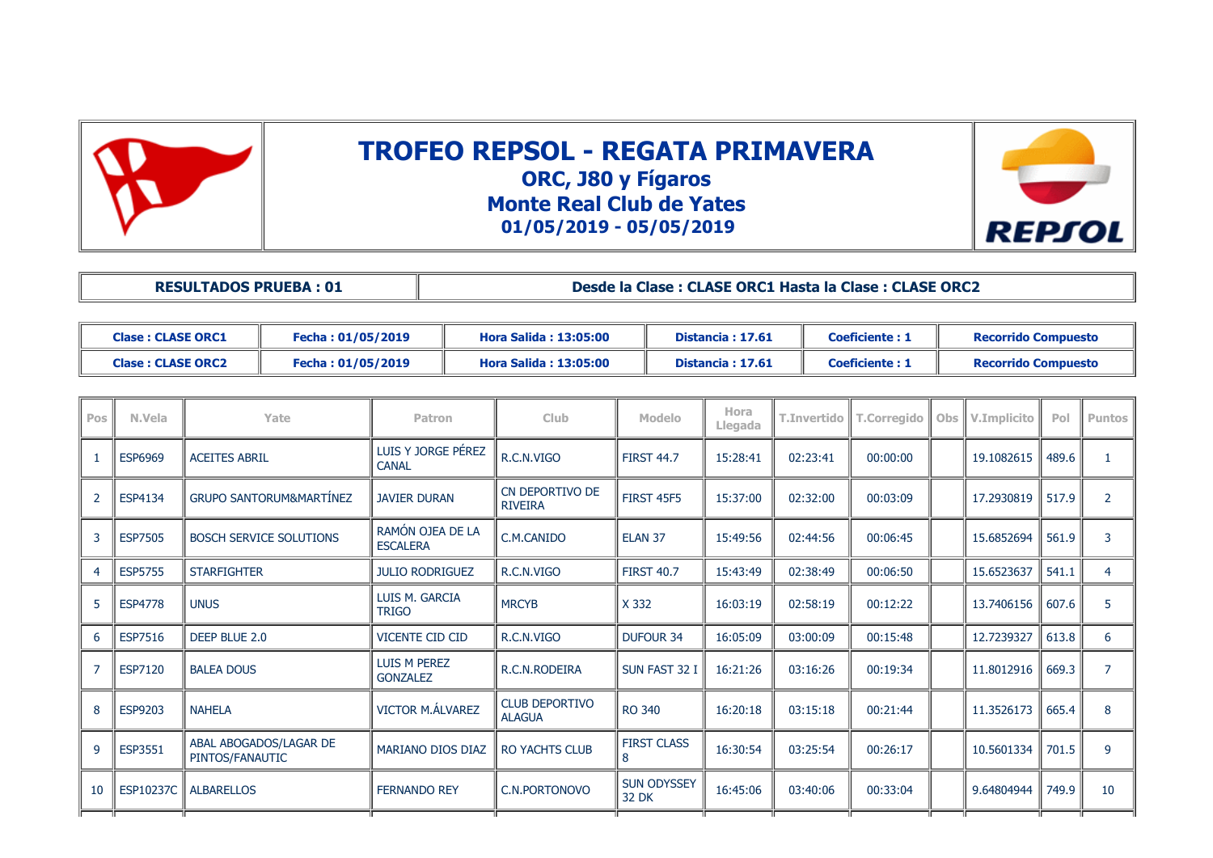# TROFEO REPSOL - REGATA PRIMAVERA

## ORC, J80 y Fígaros

## Monte Real Club de Yates

## 01/05/2019 - 05/05/2019

| RESULTADOS PRUEBA : 01 | Desde la Clase : CLASE ORC1 Hasta la Clase : CLASE ORC2 |
|---|---|

| Clase | Fecha | Hora Salida | Distancia | Coeficiente | |
|---|---|---|---|---|---|
| Clase : CLASE ORC1 | Fecha : 01/05/2019 | Hora Salida : 13:05:00 | Distancia : 17.61 | Coeficiente : 1 | Recorrido Compuesto |
| Clase : CLASE ORC2 | Fecha : 01/05/2019 | Hora Salida : 13:05:00 | Distancia : 17.61 | Coeficiente : 1 | Recorrido Compuesto |

| Pos | N.Vela | Yate | Patron | Club | Modelo | Hora Llegada | T.Invertido | T.Corregido | Obs | V.Implicito | Pol | Puntos |
|---|---|---|---|---|---|---|---|---|---|---|---|---|
| 1 | ESP6969 | ACEITES ABRIL | LUIS Y JORGE PÉREZ CANAL | R.C.N.VIGO | FIRST 44.7 | 15:28:41 | 02:23:41 | 00:00:00 | | 19.1082615 | 489.6 | 1 |
| 2 | ESP4134 | GRUPO SANTORUM&MARTÍNEZ | JAVIER DURAN | CN DEPORTIVO DE RIVEIRA | FIRST 45F5 | 15:37:00 | 02:32:00 | 00:03:09 | | 17.2930819 | 517.9 | 2 |
| 3 | ESP7505 | BOSCH SERVICE SOLUTIONS | RAMÓN OJEA DE LA ESCALERA | C.M.CANIDO | ELAN 37 | 15:49:56 | 02:44:56 | 00:06:45 | | 15.6852694 | 561.9 | 3 |
| 4 | ESP5755 | STARFIGHTER | JULIO RODRIGUEZ | R.C.N.VIGO | FIRST 40.7 | 15:43:49 | 02:38:49 | 00:06:50 | | 15.6523637 | 541.1 | 4 |
| 5 | ESP4778 | UNUS | LUIS M. GARCIA TRIGO | MRCYB | X 332 | 16:03:19 | 02:58:19 | 00:12:22 | | 13.7406156 | 607.6 | 5 |
| 6 | ESP7516 | DEEP BLUE 2.0 | VICENTE CID CID | R.C.N.VIGO | DUFOUR 34 | 16:05:09 | 03:00:09 | 00:15:48 | | 12.7239327 | 613.8 | 6 |
| 7 | ESP7120 | BALEA DOUS | LUIS M PEREZ GONZALEZ | R.C.N.RODEIRA | SUN FAST 32 I | 16:21:26 | 03:16:26 | 00:19:34 | | 11.8012916 | 669.3 | 7 |
| 8 | ESP9203 | NAHELA | VICTOR M.ÁLVAREZ | CLUB DEPORTIVO ALAGUA | RO 340 | 16:20:18 | 03:15:18 | 00:21:44 | | 11.3526173 | 665.4 | 8 |
| 9 | ESP3551 | ABAL ABOGADOS/LAGAR DE PINTOS/FANAUTIC | MARIANO DIOS DIAZ | RO YACHTS CLUB | FIRST CLASS 8 | 16:30:54 | 03:25:54 | 00:26:17 | | 10.5601334 | 701.5 | 9 |
| 10 | ESP10237C | ALBARELLOS | FERNANDO REY | C.N.PORTONOVO | SUN ODYSSEY 32 DK | 16:45:06 | 03:40:06 | 00:33:04 | | 9.64804944 | 749.9 | 10 |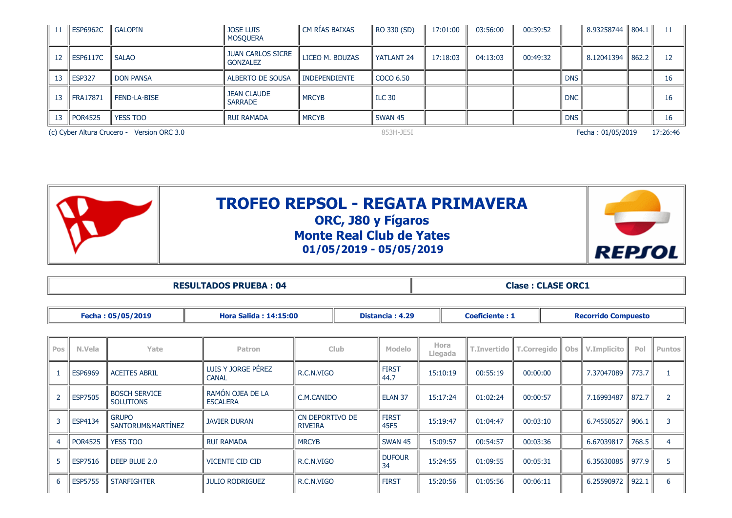| Pos | N.Vela | Yate | Patron | Club | Modelo | Hora Llegada | T.Invertido | T.Corregido | Obs | V.Implicito | Pol | Puntos |
|---|---|---|---|---|---|---|---|---|---|---|---|---|
| 11 | ESP6962C | GALOPIN | JOSE LUIS MOSQUERA | CM RÍAS BAIXAS | RO 330 (SD) | 17:01:00 | 03:56:00 | 00:39:52 | | 8.93258744 | 804.1 | 11 |
| 12 | ESP6117C | SALAO | JUAN CARLOS SICRE GONZALEZ | LICEO M. BOUZAS | YATLANT 24 | 17:18:03 | 04:13:03 | 00:49:32 | | 8.12041394 | 862.2 | 12 |
| 13 | ESP327 | DON PANSA | ALBERTO DE SOUSA | INDEPENDIENTE | COCO 6.50 | | | | DNS | | | 16 |
| 13 | FRA17871 | FEND-LA-BISE | JEAN CLAUDE SARRADE | MRCYB | ILC 30 | | | | DNC | | | 16 |
| 13 | POR4525 | YESS TOO | RUI RAMADA | MRCYB | SWAN 45 | | | | DNS | | | 16 |

(c) Cyber Altura Crucero - Version ORC 3.0 853H-JE5I Fecha : 01/05/2019 17:26:46

# TROFEO REPSOL - REGATA PRIMAVERA

## ORC, J80 y Fígaros

## Monte Real Club de Yates

## 01/05/2019 - 05/05/2019

**RESULTADOS PRUEBA : 04** — **Clase : CLASE ORC1**

**Fecha : 05/05/2019** | **Hora Salida : 14:15:00** | **Distancia : 4.29** | **Coeficiente : 1** | **Recorrido Compuesto**

| Pos | N.Vela | Yate | Patron | Club | Modelo | Hora Llegada | T.Invertido | T.Corregido | Obs | V.Implicito | Pol | Puntos |
|---|---|---|---|---|---|---|---|---|---|---|---|---|
| 1 | ESP6969 | ACEITES ABRIL | LUIS Y JORGE PÉREZ CANAL | R.C.N.VIGO | FIRST 44.7 | 15:10:19 | 00:55:19 | 00:00:00 | | 7.37047089 | 773.7 | 1 |
| 2 | ESP7505 | BOSCH SERVICE SOLUTIONS | RAMÓN OJEA DE LA ESCALERA | C.M.CANIDO | ELAN 37 | 15:17:24 | 01:02:24 | 00:00:57 | | 7.16993487 | 872.7 | 2 |
| 3 | ESP4134 | GRUPO SANTORUM&MARTÍNEZ | JAVIER DURAN | CN DEPORTIVO DE RIVEIRA | FIRST 45F5 | 15:19:47 | 01:04:47 | 00:03:10 | | 6.74550527 | 906.1 | 3 |
| 4 | POR4525 | YESS TOO | RUI RAMADA | MRCYB | SWAN 45 | 15:09:57 | 00:54:57 | 00:03:36 | | 6.67039817 | 768.5 | 4 |
| 5 | ESP7516 | DEEP BLUE 2.0 | VICENTE CID CID | R.C.N.VIGO | DUFOUR 34 | 15:24:55 | 01:09:55 | 00:05:31 | | 6.35630085 | 977.9 | 5 |
| 6 | ESP5755 | STARFIGHTER | JULIO RODRIGUEZ | R.C.N.VIGO | FIRST | 15:20:56 | 01:05:56 | 00:06:11 | | 6.25590972 | 922.1 | 6 |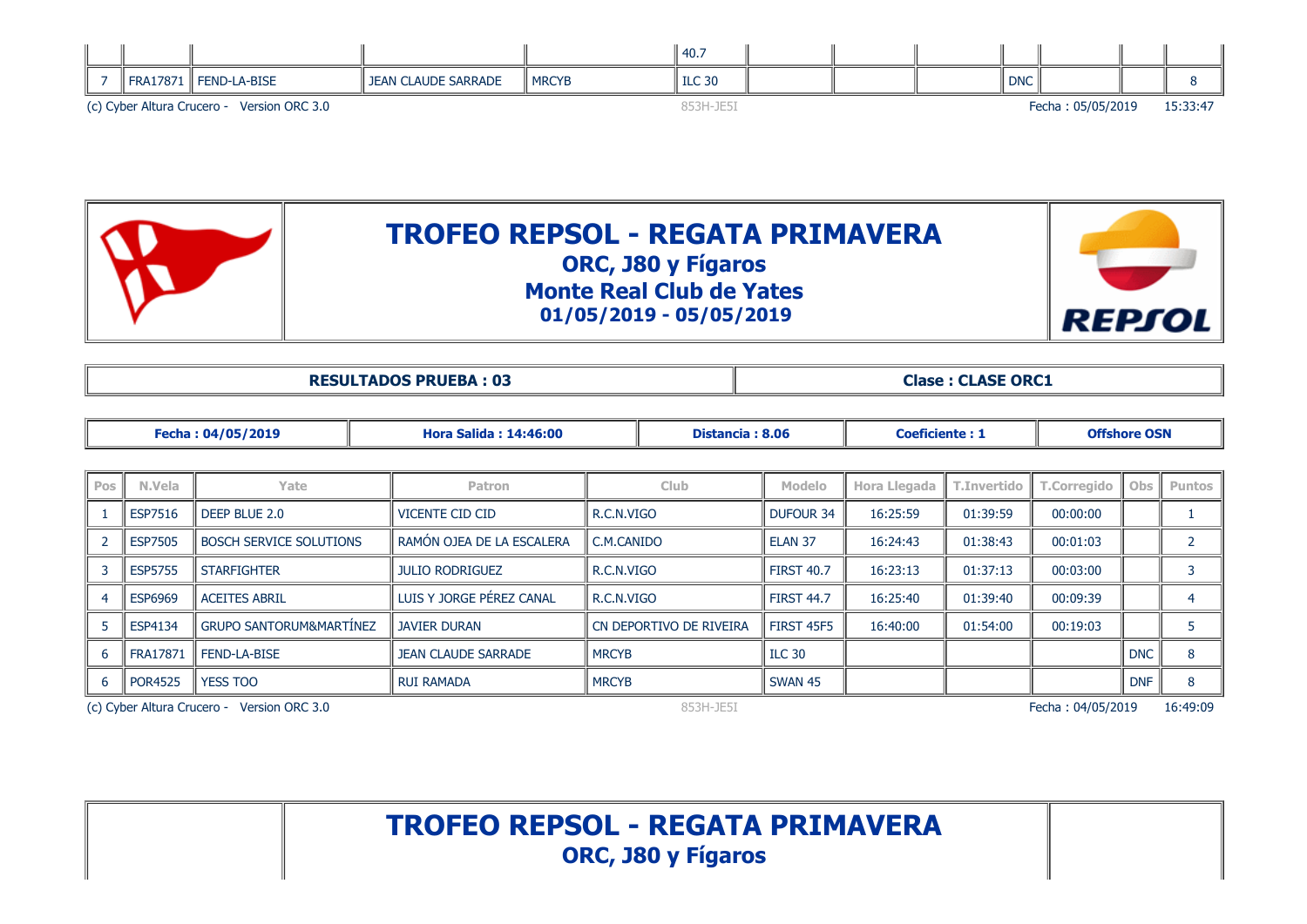|   |   |   |   |   | 40.7 |   |   |   |   |   |   |   |
|---|---|---|---|---|---|---|---|---|---|---|---|---|
| 7 | FRA17871 | FEND-LA-BISE | JEAN CLAUDE SARRADE | MRCYB | ILC 30 |   |   |   | DNC |   |   | 8 |

(c) Cyber Altura Crucero - Version ORC 3.0 853H-JE5I Fecha : 05/05/2019 15:33:47

# TROFEO REPSOL - REGATA PRIMAVERA

## ORC, J80 y Fígaros

## Monte Real Club de Yates

## 01/05/2019 - 05/05/2019

| RESULTADOS PRUEBA : 03 | Clase : CLASE ORC1 |
|---|---|

| Fecha : 04/05/2019 | Hora Salida : 14:46:00 | Distancia : 8.06 | Coeficiente : 1 | Offshore OSN |
|---|---|---|---|---|

| Pos | N.Vela | Yate | Patron | Club | Modelo | Hora Llegada | T.Invertido | T.Corregido | Obs | Puntos |
|---|---|---|---|---|---|---|---|---|---|---|
| 1 | ESP7516 | DEEP BLUE 2.0 | VICENTE CID CID | R.C.N.VIGO | DUFOUR 34 | 16:25:59 | 01:39:59 | 00:00:00 |  | 1 |
| 2 | ESP7505 | BOSCH SERVICE SOLUTIONS | RAMÓN OJEA DE LA ESCALERA | C.M.CANIDO | ELAN 37 | 16:24:43 | 01:38:43 | 00:01:03 |  | 2 |
| 3 | ESP5755 | STARFIGHTER | JULIO RODRIGUEZ | R.C.N.VIGO | FIRST 40.7 | 16:23:13 | 01:37:13 | 00:03:00 |  | 3 |
| 4 | ESP6969 | ACEITES ABRIL | LUIS Y JORGE PÉREZ CANAL | R.C.N.VIGO | FIRST 44.7 | 16:25:40 | 01:39:40 | 00:09:39 |  | 4 |
| 5 | ESP4134 | GRUPO SANTORUM&MARTÍNEZ | JAVIER DURAN | CN DEPORTIVO DE RIVEIRA | FIRST 45F5 | 16:40:00 | 01:54:00 | 00:19:03 |  | 5 |
| 6 | FRA17871 | FEND-LA-BISE | JEAN CLAUDE SARRADE | MRCYB | ILC 30 |  |  |  | DNC | 8 |
| 6 | POR4525 | YESS TOO | RUI RAMADA | MRCYB | SWAN 45 |  |  |  | DNF | 8 |

(c) Cyber Altura Crucero - Version ORC 3.0 853H-JE5I Fecha : 04/05/2019 16:49:09

# TROFEO REPSOL - REGATA PRIMAVERA

## ORC, J80 y Fígaros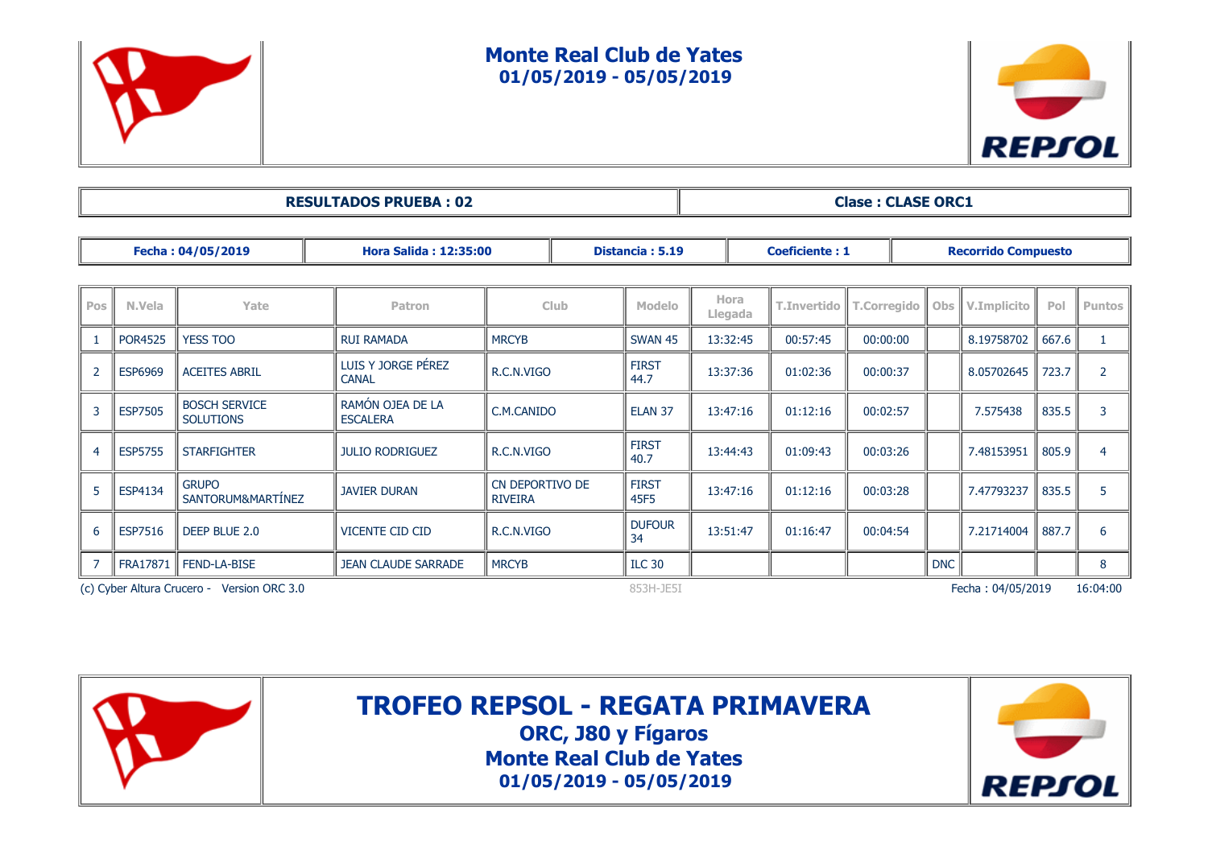# Monte Real Club de Yates
## 01/05/2019 - 05/05/2019

| RESULTADOS PRUEBA : 02 | Clase : CLASE ORC1 |
|---|---|

| Fecha : 04/05/2019 | Hora Salida : 12:35:00 | Distancia : 5.19 | Coeficiente : 1 | Recorrido Compuesto |
|---|---|---|---|---|

| Pos | N.Vela | Yate | Patron | Club | Modelo | Hora Llegada | T.Invertido | T.Corregido | Obs | V.Implicito | Pol | Puntos |
|---|---|---|---|---|---|---|---|---|---|---|---|---|
| 1 | POR4525 | YESS TOO | RUI RAMADA | MRCYB | SWAN 45 | 13:32:45 | 00:57:45 | 00:00:00 | | 8.19758702 | 667.6 | 1 |
| 2 | ESP6969 | ACEITES ABRIL | LUIS Y JORGE PÉREZ CANAL | R.C.N.VIGO | FIRST 44.7 | 13:37:36 | 01:02:36 | 00:00:37 | | 8.05702645 | 723.7 | 2 |
| 3 | ESP7505 | BOSCH SERVICE SOLUTIONS | RAMÓN OJEA DE LA ESCALERA | C.M.CANIDO | ELAN 37 | 13:47:16 | 01:12:16 | 00:02:57 | | 7.575438 | 835.5 | 3 |
| 4 | ESP5755 | STARFIGHTER | JULIO RODRIGUEZ | R.C.N.VIGO | FIRST 40.7 | 13:44:43 | 01:09:43 | 00:03:26 | | 7.48153951 | 805.9 | 4 |
| 5 | ESP4134 | GRUPO SANTORUM&MARTÍNEZ | JAVIER DURAN | CN DEPORTIVO DE RIVEIRA | FIRST 45F5 | 13:47:16 | 01:12:16 | 00:03:28 | | 7.47793237 | 835.5 | 5 |
| 6 | ESP7516 | DEEP BLUE 2.0 | VICENTE CID CID | R.C.N.VIGO | DUFOUR 34 | 13:51:47 | 01:16:47 | 00:04:54 | | 7.21714004 | 887.7 | 6 |
| 7 | FRA17871 | FEND-LA-BISE | JEAN CLAUDE SARRADE | MRCYB | ILC 30 | | | | DNC | | | 8 |

(c) Cyber Altura Crucero - Version ORC 3.0 853H-JE5I Fecha : 04/05/2019 16:04:00

# TROFEO REPSOL - REGATA PRIMAVERA
## ORC, J80 y Fígaros
## Monte Real Club de Yates
## 01/05/2019 - 05/05/2019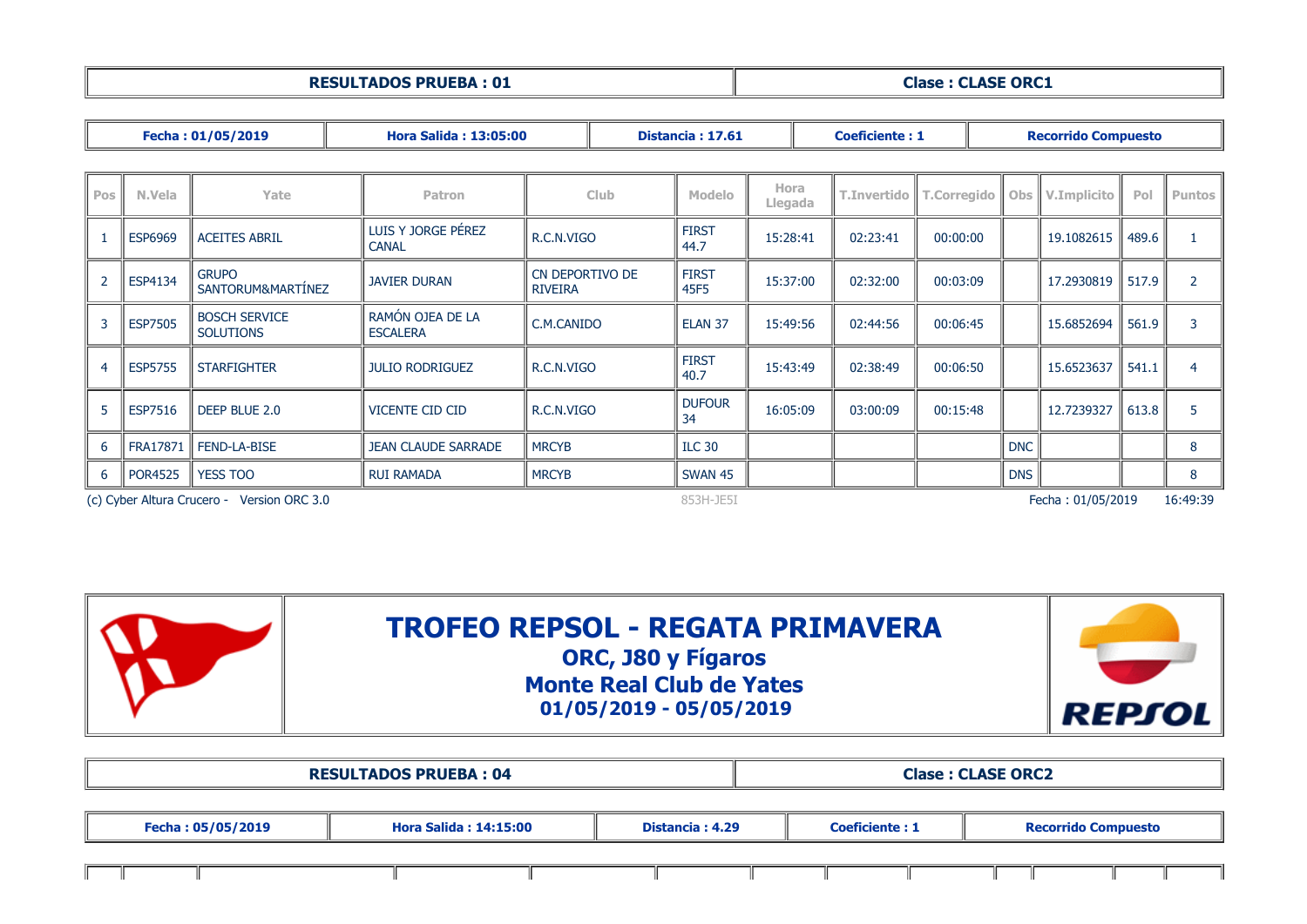| RESULTADOS PRUEBA : 01 | Clase : CLASE ORC1 |
|---|---|

| Fecha : 01/05/2019 | Hora Salida : 13:05:00 | Distancia : 17.61 | Coeficiente : 1 | Recorrido Compuesto |
|---|---|---|---|---|

| Pos | N.Vela | Yate | Patron | Club | Modelo | Hora Llegada | T.Invertido | T.Corregido | Obs | V.Implicito | Pol | Puntos |
|---|---|---|---|---|---|---|---|---|---|---|---|---|
| 1 | ESP6969 | ACEITES ABRIL | LUIS Y JORGE PÉREZ CANAL | R.C.N.VIGO | FIRST 44.7 | 15:28:41 | 02:23:41 | 00:00:00 | | 19.1082615 | 489.6 | 1 |
| 2 | ESP4134 | GRUPO SANTORUM&MARTÍNEZ | JAVIER DURAN | CN DEPORTIVO DE RIVEIRA | FIRST 45F5 | 15:37:00 | 02:32:00 | 00:03:09 | | 17.2930819 | 517.9 | 2 |
| 3 | ESP7505 | BOSCH SERVICE SOLUTIONS | RAMÓN OJEA DE LA ESCALERA | C.M.CANIDO | ELAN 37 | 15:49:56 | 02:44:56 | 00:06:45 | | 15.6852694 | 561.9 | 3 |
| 4 | ESP5755 | STARFIGHTER | JULIO RODRIGUEZ | R.C.N.VIGO | FIRST 40.7 | 15:43:49 | 02:38:49 | 00:06:50 | | 15.6523637 | 541.1 | 4 |
| 5 | ESP7516 | DEEP BLUE 2.0 | VICENTE CID CID | R.C.N.VIGO | DUFOUR 34 | 16:05:09 | 03:00:09 | 00:15:48 | | 12.7239327 | 613.8 | 5 |
| 6 | FRA17871 | FEND-LA-BISE | JEAN CLAUDE SARRADE | MRCYB | ILC 30 | | | | DNC | | | 8 |
| 6 | POR4525 | YESS TOO | RUI RAMADA | MRCYB | SWAN 45 | | | | DNS | | | 8 |

(c) Cyber Altura Crucero - Version ORC 3.0 853H-JE5I Fecha : 01/05/2019 16:49:39

# TROFEO REPSOL - REGATA PRIMAVERA
## ORC, J80 y Fígaros
## Monte Real Club de Yates
## 01/05/2019 - 05/05/2019

| RESULTADOS PRUEBA : 04 | Clase : CLASE ORC2 |
|---|---|

| Fecha : 05/05/2019 | Hora Salida : 14:15:00 | Distancia : 4.29 | Coeficiente : 1 | Recorrido Compuesto |
|---|---|---|---|---|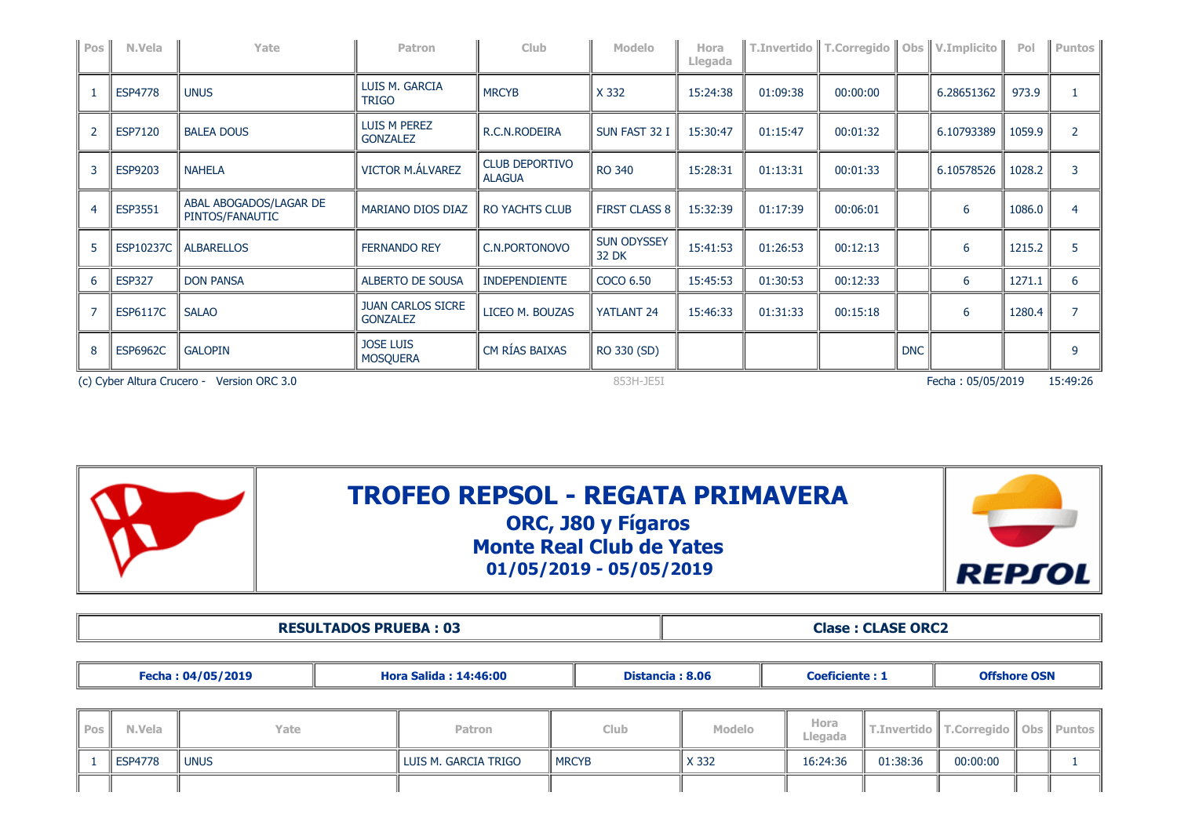| Pos | N.Vela | Yate | Patron | Club | Modelo | Hora Llegada | T.Invertido | T.Corregido | Obs | V.Implicito | Pol | Puntos |
|---|---|---|---|---|---|---|---|---|---|---|---|---|
| 1 | ESP4778 | UNUS | LUIS M. GARCIA TRIGO | MRCYB | X 332 | 15:24:38 | 01:09:38 | 00:00:00 | | 6.28651362 | 973.9 | 1 |
| 2 | ESP7120 | BALEA DOUS | LUIS M PEREZ GONZALEZ | R.C.N.RODEIRA | SUN FAST 32 I | 15:30:47 | 01:15:47 | 00:01:32 | | 6.10793389 | 1059.9 | 2 |
| 3 | ESP9203 | NAHELA | VICTOR M.ÁLVAREZ | CLUB DEPORTIVO ALAGUA | RO 340 | 15:28:31 | 01:13:31 | 00:01:33 | | 6.10578526 | 1028.2 | 3 |
| 4 | ESP3551 | ABAL ABOGADOS/LAGAR DE PINTOS/FANAUTIC | MARIANO DIOS DIAZ | RO YACHTS CLUB | FIRST CLASS 8 | 15:32:39 | 01:17:39 | 00:06:01 | | 6 | 1086.0 | 4 |
| 5 | ESP10237C | ALBARELLOS | FERNANDO REY | C.N.PORTONOVO | SUN ODYSSEY 32 DK | 15:41:53 | 01:26:53 | 00:12:13 | | 6 | 1215.2 | 5 |
| 6 | ESP327 | DON PANSA | ALBERTO DE SOUSA | INDEPENDIENTE | COCO 6.50 | 15:45:53 | 01:30:53 | 00:12:33 | | 6 | 1271.1 | 6 |
| 7 | ESP6117C | SALAO | JUAN CARLOS SICRE GONZALEZ | LICEO M. BOUZAS | YATLANT 24 | 15:46:33 | 01:31:33 | 00:15:18 | | 6 | 1280.4 | 7 |
| 8 | ESP6962C | GALOPIN | JOSE LUIS MOSQUERA | CM RÍAS BAIXAS | RO 330 (SD) | | | | DNC | | | 9 |

(c) Cyber Altura Crucero - Version ORC 3.0 853H-JE5I Fecha : 05/05/2019 15:49:26

# TROFEO REPSOL - REGATA PRIMAVERA

## ORC, J80 y Fígaros

## Monte Real Club de Yates

## 01/05/2019 - 05/05/2019

| RESULTADOS PRUEBA : 03 | Clase : CLASE ORC2 |
|---|---|

| Fecha : 04/05/2019 | Hora Salida : 14:46:00 | Distancia : 8.06 | Coeficiente : 1 | Offshore OSN |
|---|---|---|---|---|

| Pos | N.Vela | Yate | Patron | Club | Modelo | Hora Llegada | T.Invertido | T.Corregido | Obs | Puntos |
|---|---|---|---|---|---|---|---|---|---|---|
| 1 | ESP4778 | UNUS | LUIS M. GARCIA TRIGO | MRCYB | X 332 | 16:24:36 | 01:38:36 | 00:00:00 | | 1 |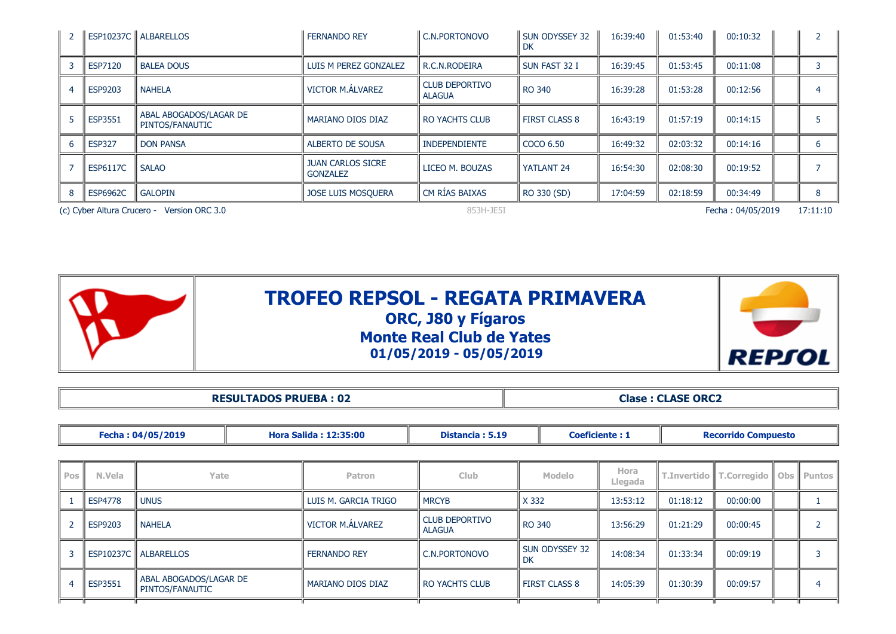| 2 | ESP10237C | ALBARELLOS | FERNANDO REY | C.N.PORTONOVO | SUN ODYSSEY 32 DK | 16:39:40 | 01:53:40 | 00:10:32 | | 2 |
|---|---|---|---|---|---|---|---|---|---|---|
| 3 | ESP7120 | BALEA DOUS | LUIS M PEREZ GONZALEZ | R.C.N.RODEIRA | SUN FAST 32 I | 16:39:45 | 01:53:45 | 00:11:08 | | 3 |
| 4 | ESP9203 | NAHELA | VICTOR M.ÁLVAREZ | CLUB DEPORTIVO ALAGUA | RO 340 | 16:39:28 | 01:53:28 | 00:12:56 | | 4 |
| 5 | ESP3551 | ABAL ABOGADOS/LAGAR DE PINTOS/FANAUTIC | MARIANO DIOS DIAZ | RO YACHTS CLUB | FIRST CLASS 8 | 16:43:19 | 01:57:19 | 00:14:15 | | 5 |
| 6 | ESP327 | DON PANSA | ALBERTO DE SOUSA | INDEPENDIENTE | COCO 6.50 | 16:49:32 | 02:03:32 | 00:14:16 | | 6 |
| 7 | ESP6117C | SALAO | JUAN CARLOS SICRE GONZALEZ | LICEO M. BOUZAS | YATLANT 24 | 16:54:30 | 02:08:30 | 00:19:52 | | 7 |
| 8 | ESP6962C | GALOPIN | JOSE LUIS MOSQUERA | CM RÍAS BAIXAS | RO 330 (SD) | 17:04:59 | 02:18:59 | 00:34:49 | | 8 |

(c) Cyber Altura Crucero - Version ORC 3.0 853H-JE5I Fecha : 04/05/2019 17:11:10

# TROFEO REPSOL - REGATA PRIMAVERA

## ORC, J80 y Fígaros

## Monte Real Club de Yates

## 01/05/2019 - 05/05/2019

**RESULTADOS PRUEBA : 02** | **Clase : CLASE ORC2**

**Fecha : 04/05/2019** | **Hora Salida : 12:35:00** | **Distancia : 5.19** | **Coeficiente : 1** | **Recorrido Compuesto**

| Pos | N.Vela | Yate | Patron | Club | Modelo | Hora Llegada | T.Invertido | T.Corregido | Obs | Puntos |
|---|---|---|---|---|---|---|---|---|---|---|
| 1 | ESP4778 | UNUS | LUIS M. GARCIA TRIGO | MRCYB | X 332 | 13:53:12 | 01:18:12 | 00:00:00 | | 1 |
| 2 | ESP9203 | NAHELA | VICTOR M.ÁLVAREZ | CLUB DEPORTIVO ALAGUA | RO 340 | 13:56:29 | 01:21:29 | 00:00:45 | | 2 |
| 3 | ESP10237C | ALBARELLOS | FERNANDO REY | C.N.PORTONOVO | SUN ODYSSEY 32 DK | 14:08:34 | 01:33:34 | 00:09:19 | | 3 |
| 4 | ESP3551 | ABAL ABOGADOS/LAGAR DE PINTOS/FANAUTIC | MARIANO DIOS DIAZ | RO YACHTS CLUB | FIRST CLASS 8 | 14:05:39 | 01:30:39 | 00:09:57 | | 4 |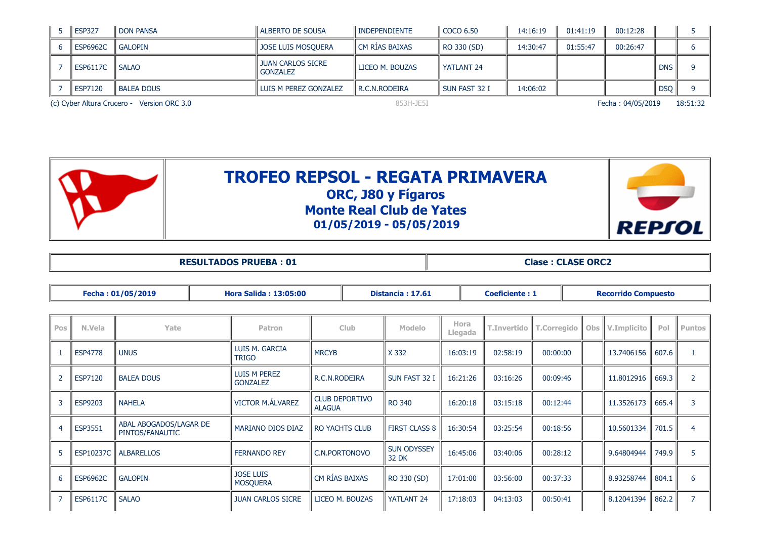| 5 | ESP327 | DON PANSA | ALBERTO DE SOUSA | INDEPENDIENTE | COCO 6.50 | 14:16:19 | 01:41:19 | 00:12:28 | | 5 |
|---|---|---|---|---|---|---|---|---|---|---|
| 6 | ESP6962C | GALOPIN | JOSE LUIS MOSQUERA | CM RÍAS BAIXAS | RO 330 (SD) | 14:30:47 | 01:55:47 | 00:26:47 | | 6 |
| 7 | ESP6117C | SALAO | JUAN CARLOS SICRE GONZALEZ | LICEO M. BOUZAS | YATLANT 24 | | | | DNS | 9 |
| 7 | ESP7120 | BALEA DOUS | LUIS M PEREZ GONZALEZ | R.C.N.RODEIRA | SUN FAST 32 I | 14:06:02 | | | DSQ | 9 |

(c) Cyber Altura Crucero - Version ORC 3.0 853H-JE5I Fecha : 04/05/2019 18:51:32

# TROFEO REPSOL - REGATA PRIMAVERA

## ORC, J80 y Fígaros

## Monte Real Club de Yates

## 01/05/2019 - 05/05/2019

**RESULTADOS PRUEBA : 01** | **Clase : CLASE ORC2**

**Fecha : 01/05/2019** | **Hora Salida : 13:05:00** | **Distancia : 17.61** | **Coeficiente : 1** | **Recorrido Compuesto**

| Pos | N.Vela | Yate | Patron | Club | Modelo | Hora Llegada | T.Invertido | T.Corregido | Obs | V.Implicito | Pol | Puntos |
|---|---|---|---|---|---|---|---|---|---|---|---|---|
| 1 | ESP4778 | UNUS | LUIS M. GARCIA TRIGO | MRCYB | X 332 | 16:03:19 | 02:58:19 | 00:00:00 | | 13.7406156 | 607.6 | 1 |
| 2 | ESP7120 | BALEA DOUS | LUIS M PEREZ GONZALEZ | R.C.N.RODEIRA | SUN FAST 32 I | 16:21:26 | 03:16:26 | 00:09:46 | | 11.8012916 | 669.3 | 2 |
| 3 | ESP9203 | NAHELA | VICTOR M.ÁLVAREZ | CLUB DEPORTIVO ALAGUA | RO 340 | 16:20:18 | 03:15:18 | 00:12:44 | | 11.3526173 | 665.4 | 3 |
| 4 | ESP3551 | ABAL ABOGADOS/LAGAR DE PINTOS/FANAUTIC | MARIANO DIOS DIAZ | RO YACHTS CLUB | FIRST CLASS 8 | 16:30:54 | 03:25:54 | 00:18:56 | | 10.5601334 | 701.5 | 4 |
| 5 | ESP10237C | ALBARELLOS | FERNANDO REY | C.N.PORTONOVO | SUN ODYSSEY 32 DK | 16:45:06 | 03:40:06 | 00:28:12 | | 9.64804944 | 749.9 | 5 |
| 6 | ESP6962C | GALOPIN | JOSE LUIS MOSQUERA | CM RÍAS BAIXAS | RO 330 (SD) | 17:01:00 | 03:56:00 | 00:37:33 | | 8.93258744 | 804.1 | 6 |
| 7 | ESP6117C | SALAO | JUAN CARLOS SICRE | LICEO M. BOUZAS | YATLANT 24 | 17:18:03 | 04:13:03 | 00:50:41 | | 8.12041394 | 862.2 | 7 |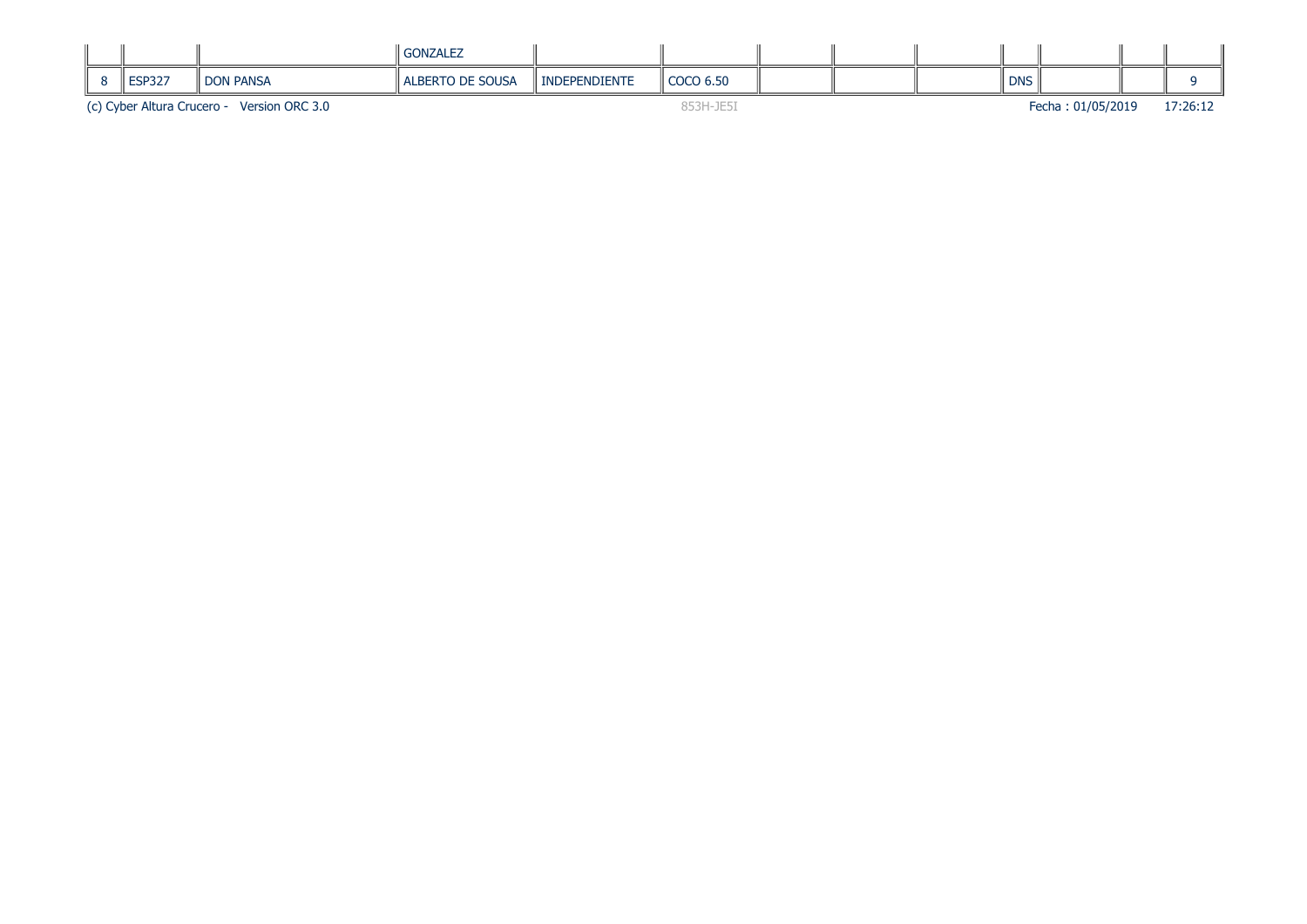| | | | | | | | | | | | | |
|---|---|---|---|---|---|---|---|---|---|---|---|---|
| | | | GONZALEZ | | | | | | | | | |
| 8 | ESP327 | DON PANSA | ALBERTO DE SOUSA | INDEPENDIENTE | COCO 6.50 | | | | DNS | | | 9 |